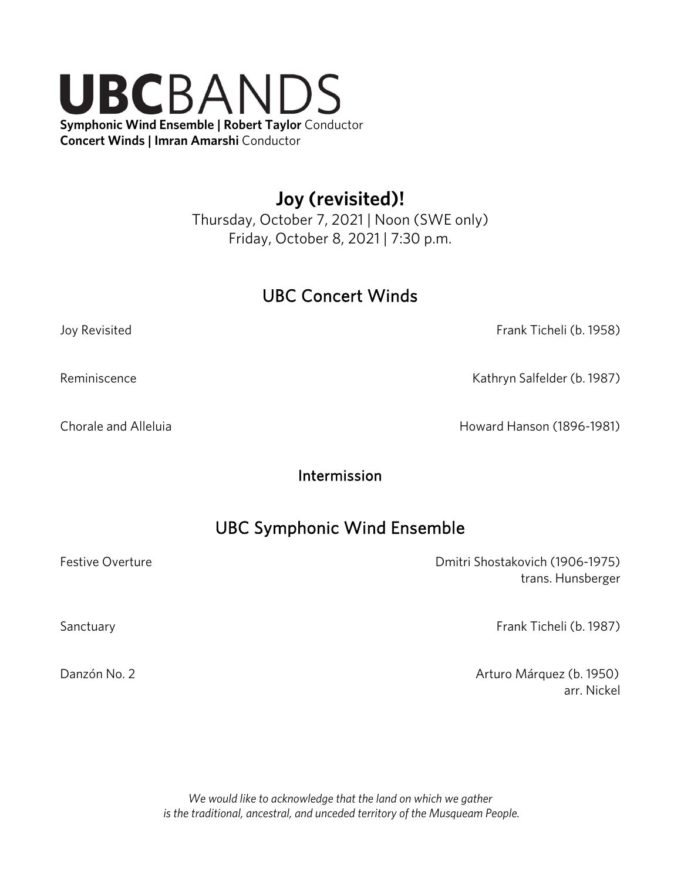# UBCBANDS

**Symphonic Wind Ensemble | Robert Taylor** Conductor
**Concert Winds | Imran Amarshi** Conductor

## Joy (revisited)!

Thursday, October 7, 2021 | Noon (SWE only)
Friday, October 8, 2021 | 7:30 p.m.

## UBC Concert Winds

Joy Revisited — Frank Ticheli (b. 1958)

Reminiscence — Kathryn Salfelder (b. 1987)

Chorale and Alleluia — Howard Hanson (1896-1981)

### Intermission

## UBC Symphonic Wind Ensemble

Festive Overture — Dmitri Shostakovich (1906-1975)
trans. Hunsberger

Sanctuary — Frank Ticheli (b. 1987)

Danzón No. 2 — Arturo Márquez (b. 1950)
arr. Nickel

*We would like to acknowledge that the land on which we gather is the traditional, ancestral, and unceded territory of the Musqueam People.*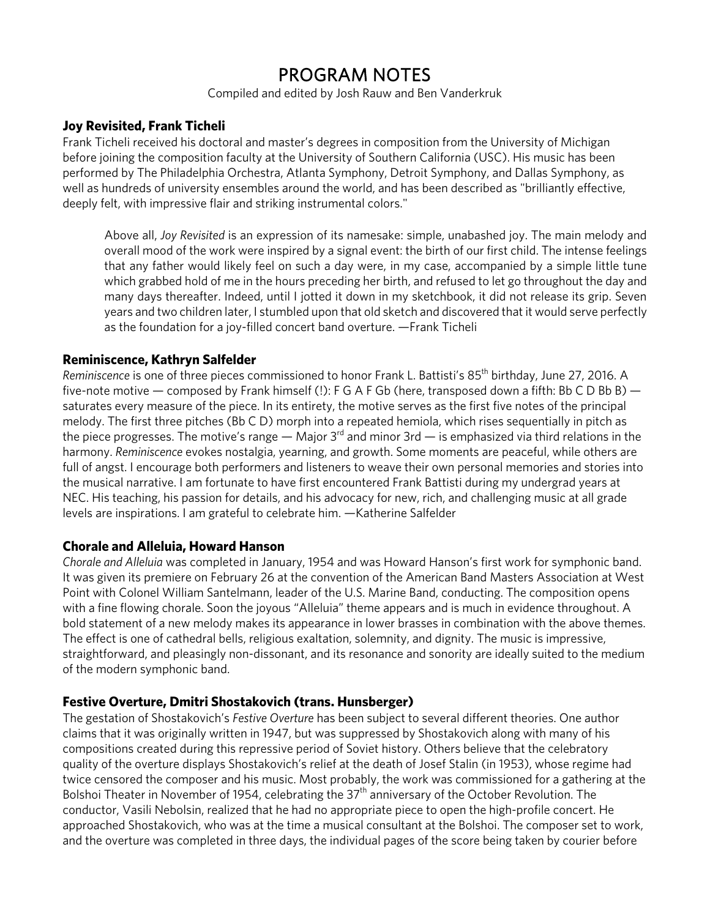# PROGRAM NOTES

Compiled and edited by Josh Rauw and Ben Vanderkruk

### Joy Revisited, Frank Ticheli

Frank Ticheli received his doctoral and master's degrees in composition from the University of Michigan before joining the composition faculty at the University of Southern California (USC). His music has been performed by The Philadelphia Orchestra, Atlanta Symphony, Detroit Symphony, and Dallas Symphony, as well as hundreds of university ensembles around the world, and has been described as "brilliantly effective, deeply felt, with impressive flair and striking instrumental colors."

> Above all, *Joy Revisited* is an expression of its namesake: simple, unabashed joy. The main melody and overall mood of the work were inspired by a signal event: the birth of our first child. The intense feelings that any father would likely feel on such a day were, in my case, accompanied by a simple little tune which grabbed hold of me in the hours preceding her birth, and refused to let go throughout the day and many days thereafter. Indeed, until I jotted it down in my sketchbook, it did not release its grip. Seven years and two children later, I stumbled upon that old sketch and discovered that it would serve perfectly as the foundation for a joy-filled concert band overture. —Frank Ticheli

### Reminiscence, Kathryn Salfelder

*Reminiscence* is one of three pieces commissioned to honor Frank L. Battisti's 85th birthday, June 27, 2016. A five-note motive — composed by Frank himself (!): F G A F Gb (here, transposed down a fifth: Bb C D Bb B) — saturates every measure of the piece. In its entirety, the motive serves as the first five notes of the principal melody. The first three pitches (Bb C D) morph into a repeated hemiola, which rises sequentially in pitch as the piece progresses. The motive's range — Major 3rd and minor 3rd — is emphasized via third relations in the harmony. *Reminiscence* evokes nostalgia, yearning, and growth. Some moments are peaceful, while others are full of angst. I encourage both performers and listeners to weave their own personal memories and stories into the musical narrative. I am fortunate to have first encountered Frank Battisti during my undergrad years at NEC. His teaching, his passion for details, and his advocacy for new, rich, and challenging music at all grade levels are inspirations. I am grateful to celebrate him. —Katherine Salfelder

### Chorale and Alleluia, Howard Hanson

*Chorale and Alleluia* was completed in January, 1954 and was Howard Hanson's first work for symphonic band. It was given its premiere on February 26 at the convention of the American Band Masters Association at West Point with Colonel William Santelmann, leader of the U.S. Marine Band, conducting. The composition opens with a fine flowing chorale. Soon the joyous "Alleluia" theme appears and is much in evidence throughout. A bold statement of a new melody makes its appearance in lower brasses in combination with the above themes. The effect is one of cathedral bells, religious exaltation, solemnity, and dignity. The music is impressive, straightforward, and pleasingly non-dissonant, and its resonance and sonority are ideally suited to the medium of the modern symphonic band.

### Festive Overture, Dmitri Shostakovich (trans. Hunsberger)

The gestation of Shostakovich's *Festive Overture* has been subject to several different theories. One author claims that it was originally written in 1947, but was suppressed by Shostakovich along with many of his compositions created during this repressive period of Soviet history. Others believe that the celebratory quality of the overture displays Shostakovich's relief at the death of Josef Stalin (in 1953), whose regime had twice censored the composer and his music. Most probably, the work was commissioned for a gathering at the Bolshoi Theater in November of 1954, celebrating the 37th anniversary of the October Revolution. The conductor, Vasili Nebolsin, realized that he had no appropriate piece to open the high-profile concert. He approached Shostakovich, who was at the time a musical consultant at the Bolshoi. The composer set to work, and the overture was completed in three days, the individual pages of the score being taken by courier before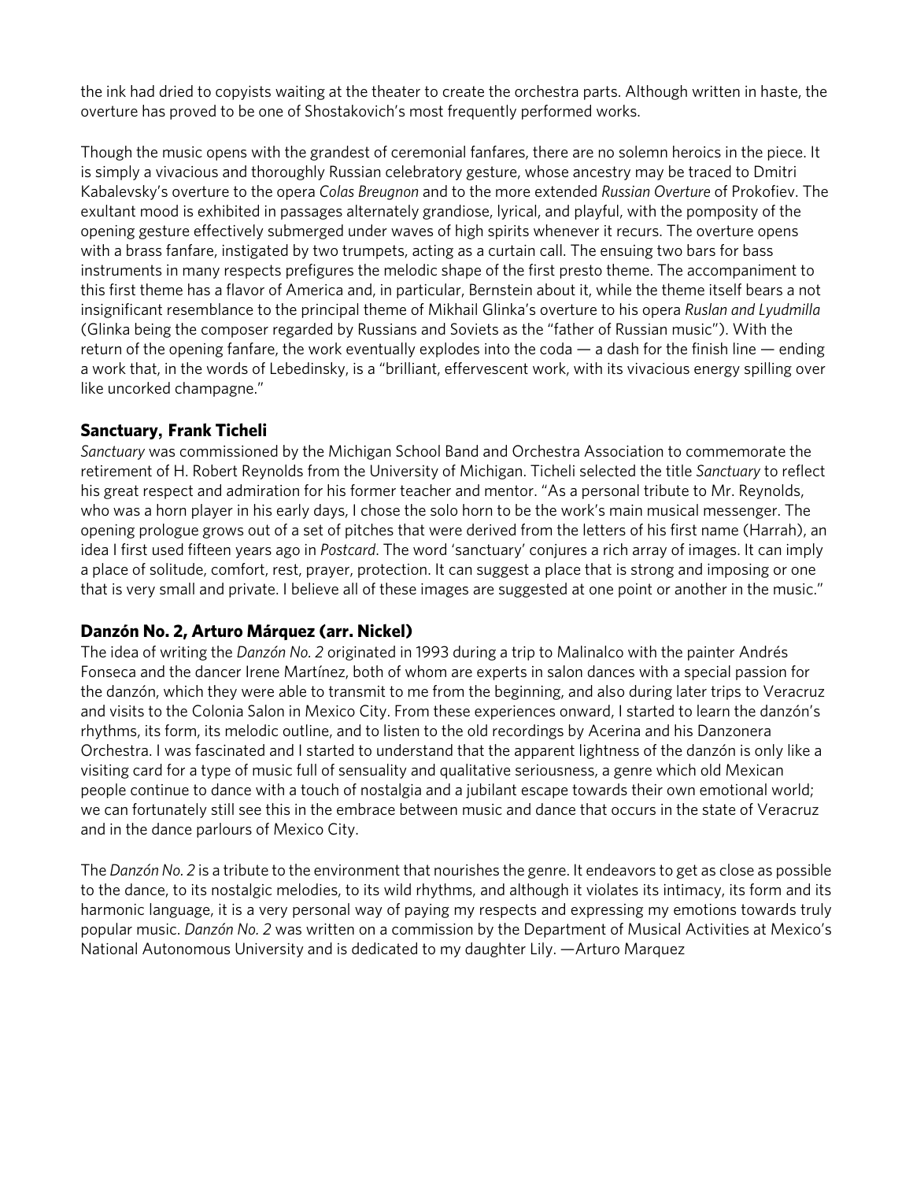the ink had dried to copyists waiting at the theater to create the orchestra parts. Although written in haste, the overture has proved to be one of Shostakovich's most frequently performed works.

Though the music opens with the grandest of ceremonial fanfares, there are no solemn heroics in the piece. It is simply a vivacious and thoroughly Russian celebratory gesture, whose ancestry may be traced to Dmitri Kabalevsky's overture to the opera *Colas Breugnon* and to the more extended *Russian Overture* of Prokofiev. The exultant mood is exhibited in passages alternately grandiose, lyrical, and playful, with the pomposity of the opening gesture effectively submerged under waves of high spirits whenever it recurs. The overture opens with a brass fanfare, instigated by two trumpets, acting as a curtain call. The ensuing two bars for bass instruments in many respects prefigures the melodic shape of the first presto theme. The accompaniment to this first theme has a flavor of America and, in particular, Bernstein about it, while the theme itself bears a not insignificant resemblance to the principal theme of Mikhail Glinka's overture to his opera *Ruslan and Lyudmilla* (Glinka being the composer regarded by Russians and Soviets as the "father of Russian music"). With the return of the opening fanfare, the work eventually explodes into the coda — a dash for the finish line — ending a work that, in the words of Lebedinsky, is a "brilliant, effervescent work, with its vivacious energy spilling over like uncorked champagne."

### Sanctuary, Frank Ticheli

*Sanctuary* was commissioned by the Michigan School Band and Orchestra Association to commemorate the retirement of H. Robert Reynolds from the University of Michigan. Ticheli selected the title *Sanctuary* to reflect his great respect and admiration for his former teacher and mentor. "As a personal tribute to Mr. Reynolds, who was a horn player in his early days, I chose the solo horn to be the work's main musical messenger. The opening prologue grows out of a set of pitches that were derived from the letters of his first name (Harrah), an idea I first used fifteen years ago in *Postcard*. The word 'sanctuary' conjures a rich array of images. It can imply a place of solitude, comfort, rest, prayer, protection. It can suggest a place that is strong and imposing or one that is very small and private. I believe all of these images are suggested at one point or another in the music."

### Danzón No. 2, Arturo Márquez (arr. Nickel)

The idea of writing the *Danzón No. 2* originated in 1993 during a trip to Malinalco with the painter Andrés Fonseca and the dancer Irene Martínez, both of whom are experts in salon dances with a special passion for the danzón, which they were able to transmit to me from the beginning, and also during later trips to Veracruz and visits to the Colonia Salon in Mexico City. From these experiences onward, I started to learn the danzón's rhythms, its form, its melodic outline, and to listen to the old recordings by Acerina and his Danzonera Orchestra. I was fascinated and I started to understand that the apparent lightness of the danzón is only like a visiting card for a type of music full of sensuality and qualitative seriousness, a genre which old Mexican people continue to dance with a touch of nostalgia and a jubilant escape towards their own emotional world; we can fortunately still see this in the embrace between music and dance that occurs in the state of Veracruz and in the dance parlours of Mexico City.

The *Danzón No. 2* is a tribute to the environment that nourishes the genre. It endeavors to get as close as possible to the dance, to its nostalgic melodies, to its wild rhythms, and although it violates its intimacy, its form and its harmonic language, it is a very personal way of paying my respects and expressing my emotions towards truly popular music. *Danzón No. 2* was written on a commission by the Department of Musical Activities at Mexico's National Autonomous University and is dedicated to my daughter Lily. —Arturo Marquez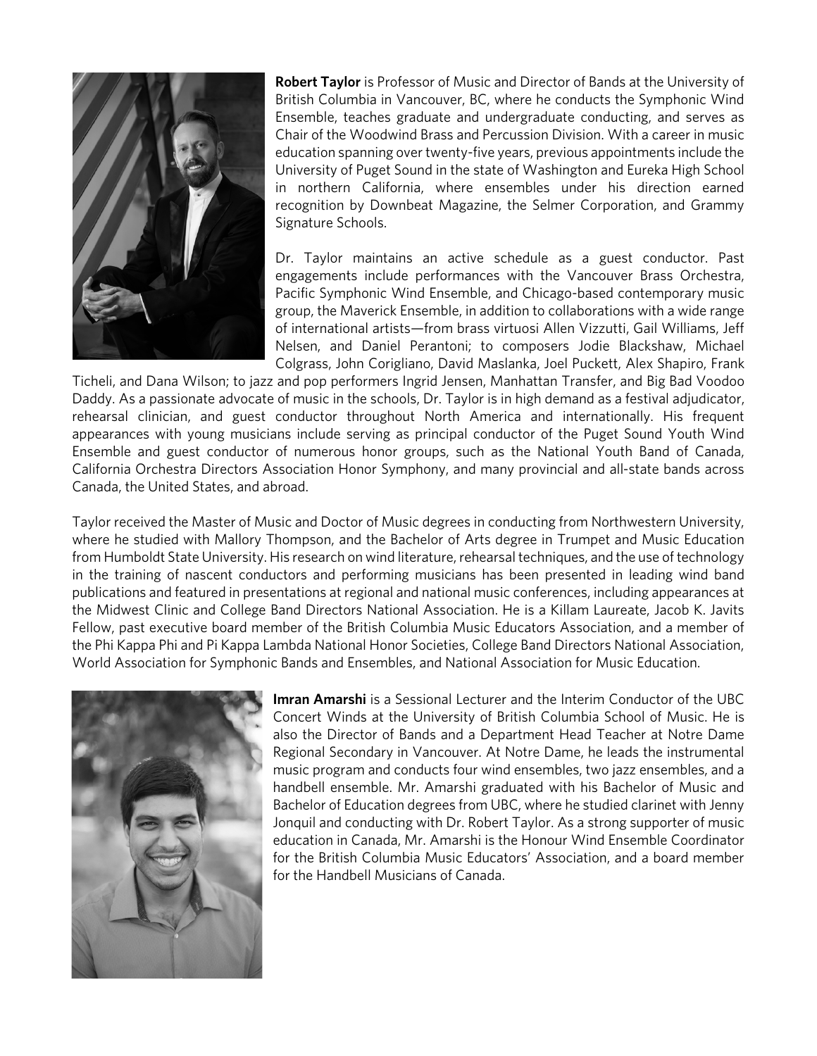**Robert Taylor** is Professor of Music and Director of Bands at the University of British Columbia in Vancouver, BC, where he conducts the Symphonic Wind Ensemble, teaches graduate and undergraduate conducting, and serves as Chair of the Woodwind Brass and Percussion Division. With a career in music education spanning over twenty-five years, previous appointments include the University of Puget Sound in the state of Washington and Eureka High School in northern California, where ensembles under his direction earned recognition by Downbeat Magazine, the Selmer Corporation, and Grammy Signature Schools.

Dr. Taylor maintains an active schedule as a guest conductor. Past engagements include performances with the Vancouver Brass Orchestra, Pacific Symphonic Wind Ensemble, and Chicago-based contemporary music group, the Maverick Ensemble, in addition to collaborations with a wide range of international artists—from brass virtuosi Allen Vizzutti, Gail Williams, Jeff Nelsen, and Daniel Perantoni; to composers Jodie Blackshaw, Michael Colgrass, John Corigliano, David Maslanka, Joel Puckett, Alex Shapiro, Frank Ticheli, and Dana Wilson; to jazz and pop performers Ingrid Jensen, Manhattan Transfer, and Big Bad Voodoo Daddy. As a passionate advocate of music in the schools, Dr. Taylor is in high demand as a festival adjudicator, rehearsal clinician, and guest conductor throughout North America and internationally. His frequent appearances with young musicians include serving as principal conductor of the Puget Sound Youth Wind Ensemble and guest conductor of numerous honor groups, such as the National Youth Band of Canada, California Orchestra Directors Association Honor Symphony, and many provincial and all-state bands across Canada, the United States, and abroad.

Taylor received the Master of Music and Doctor of Music degrees in conducting from Northwestern University, where he studied with Mallory Thompson, and the Bachelor of Arts degree in Trumpet and Music Education from Humboldt State University. His research on wind literature, rehearsal techniques, and the use of technology in the training of nascent conductors and performing musicians has been presented in leading wind band publications and featured in presentations at regional and national music conferences, including appearances at the Midwest Clinic and College Band Directors National Association. He is a Killam Laureate, Jacob K. Javits Fellow, past executive board member of the British Columbia Music Educators Association, and a member of the Phi Kappa Phi and Pi Kappa Lambda National Honor Societies, College Band Directors National Association, World Association for Symphonic Bands and Ensembles, and National Association for Music Education.

**Imran Amarshi** is a Sessional Lecturer and the Interim Conductor of the UBC Concert Winds at the University of British Columbia School of Music. He is also the Director of Bands and a Department Head Teacher at Notre Dame Regional Secondary in Vancouver. At Notre Dame, he leads the instrumental music program and conducts four wind ensembles, two jazz ensembles, and a handbell ensemble. Mr. Amarshi graduated with his Bachelor of Music and Bachelor of Education degrees from UBC, where he studied clarinet with Jenny Jonquil and conducting with Dr. Robert Taylor. As a strong supporter of music education in Canada, Mr. Amarshi is the Honour Wind Ensemble Coordinator for the British Columbia Music Educators' Association, and a board member for the Handbell Musicians of Canada.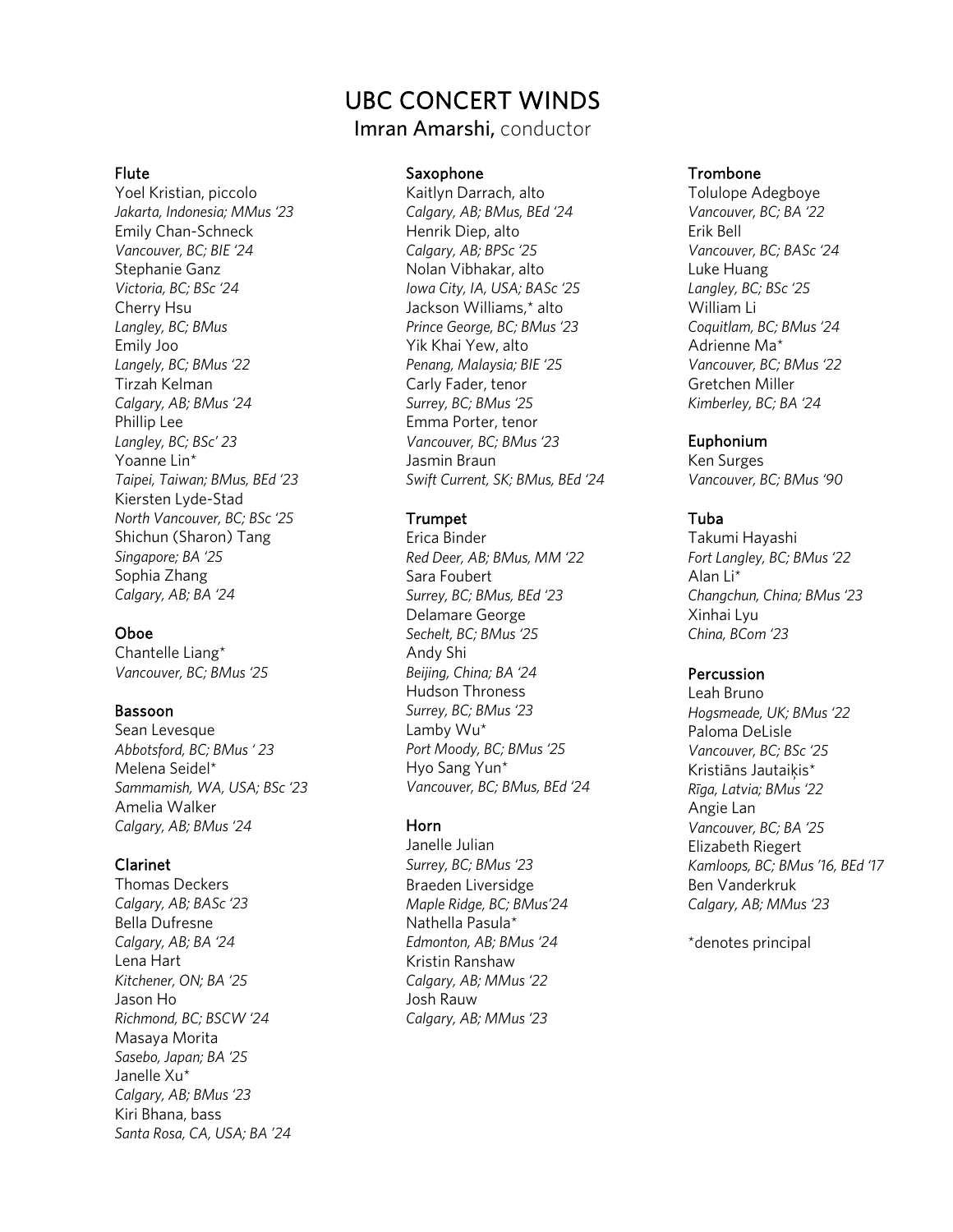# UBC CONCERT WINDS

**Imran Amarshi,** conductor

### Flute

Yoel Kristian, piccolo
*Jakarta, Indonesia; MMus '23*
Emily Chan-Schneck
*Vancouver, BC; BIE '24*
Stephanie Ganz
*Victoria, BC; BSc '24*
Cherry Hsu
*Langley, BC; BMus*
Emily Joo
*Langely, BC; BMus '22*
Tirzah Kelman
*Calgary, AB; BMus '24*
Phillip Lee
*Langley, BC; BSc' 23*
Yoanne Lin*
*Taipei, Taiwan; BMus, BEd '23*
Kiersten Lyde-Stad
*North Vancouver, BC; BSc '25*
Shichun (Sharon) Tang
*Singapore; BA '25*
Sophia Zhang
*Calgary, AB; BA '24*

### Oboe

Chantelle Liang*
*Vancouver, BC; BMus '25*

### Bassoon

Sean Levesque
*Abbotsford, BC; BMus ' 23*
Melena Seidel*
*Sammamish, WA, USA; BSc '23*
Amelia Walker
*Calgary, AB; BMus '24*

### Clarinet

Thomas Deckers
*Calgary, AB; BASc '23*
Bella Dufresne
*Calgary, AB; BA '24*
Lena Hart
*Kitchener, ON; BA '25*
Jason Ho
*Richmond, BC; BSCW '24*
Masaya Morita
*Sasebo, Japan; BA '25*
Janelle Xu*
*Calgary, AB; BMus '23*
Kiri Bhana, bass
*Santa Rosa, CA, USA; BA '24*

### Saxophone

Kaitlyn Darrach, alto
*Calgary, AB; BMus, BEd '24*
Henrik Diep, alto
*Calgary, AB; BPSc '25*
Nolan Vibhakar, alto
*Iowa City, IA, USA; BASc '25*
Jackson Williams,* alto
*Prince George, BC; BMus '23*
Yik Khai Yew, alto
*Penang, Malaysia; BIE '25*
Carly Fader, tenor
*Surrey, BC; BMus '25*
Emma Porter, tenor
*Vancouver, BC; BMus '23*
Jasmin Braun
*Swift Current, SK; BMus, BEd '24*

### Trumpet

Erica Binder
*Red Deer, AB; BMus, MM '22*
Sara Foubert
*Surrey, BC; BMus, BEd '23*
Delamare George
*Sechelt, BC; BMus '25*
Andy Shi
*Beijing, China; BA '24*
Hudson Throness
*Surrey, BC; BMus '23*
Lamby Wu*
*Port Moody, BC; BMus '25*
Hyo Sang Yun*
*Vancouver, BC; BMus, BEd '24*

### Horn

Janelle Julian
*Surrey, BC; BMus '23*
Braeden Liversidge
*Maple Ridge, BC; BMus'24*
Nathella Pasula*
*Edmonton, AB; BMus '24*
Kristin Ranshaw
*Calgary, AB; MMus '22*
Josh Rauw
*Calgary, AB; MMus '23*

### Trombone

Tolulope Adegboye
*Vancouver, BC; BA '22*
Erik Bell
*Vancouver, BC; BASc '24*
Luke Huang
*Langley, BC; BSc '25*
William Li
*Coquitlam, BC; BMus '24*
Adrienne Ma*
*Vancouver, BC; BMus '22*
Gretchen Miller
*Kimberley, BC; BA '24*

### Euphonium

Ken Surges
*Vancouver, BC; BMus '90*

### Tuba

Takumi Hayashi
*Fort Langley, BC; BMus '22*
Alan Li*
*Changchun, China; BMus '23*
Xinhai Lyu
*China, BCom '23*

### Percussion

Leah Bruno
*Hogsmeade, UK; BMus '22*
Paloma DeLisle
*Vancouver, BC; BSc '25*
Kristiāns Jautaiķis*
*Rīga, Latvia; BMus '22*
Angie Lan
*Vancouver, BC; BA '25*
Elizabeth Riegert
*Kamloops, BC; BMus '16, BEd '17*
Ben Vanderkruk
*Calgary, AB; MMus '23*

*denotes principal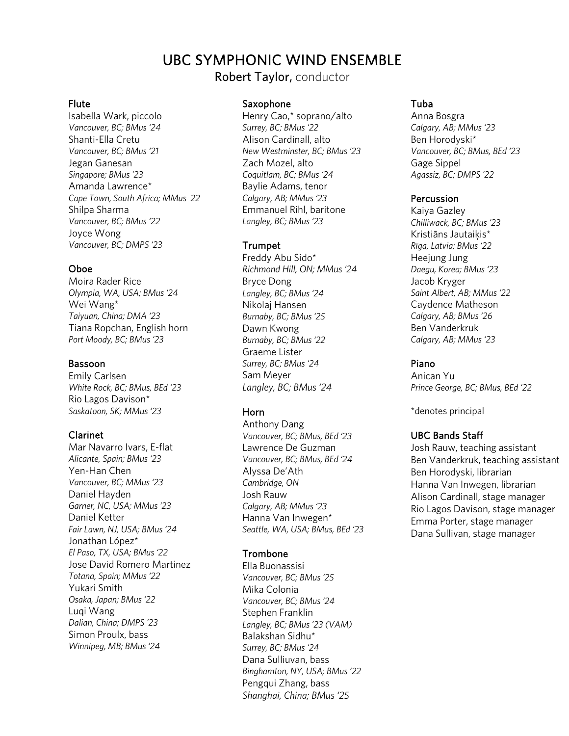# UBC SYMPHONIC WIND ENSEMBLE

**Robert Taylor,** conductor

### Flute

Isabella Wark, piccolo
*Vancouver, BC; BMus '24*
Shanti-Ella Cretu
*Vancouver, BC; BMus '21*
Jegan Ganesan
*Singapore; BMus '23*
Amanda Lawrence*
*Cape Town, South Africa; MMus 22*
Shilpa Sharma
*Vancouver, BC; BMus '22*
Joyce Wong
*Vancouver, BC; DMPS '23*

### Oboe

Moira Rader Rice
*Olympia, WA, USA; BMus '24*
Wei Wang*
*Taiyuan, China; DMA '23*
Tiana Ropchan, English horn
*Port Moody, BC; BMus '23*

### Bassoon

Emily Carlsen
*White Rock, BC; BMus, BEd '23*
Rio Lagos Davison*
*Saskatoon, SK; MMus '23*

### Clarinet

Mar Navarro Ivars, E-flat
*Alicante, Spain; BMus '23*
Yen-Han Chen
*Vancouver, BC; MMus '23*
Daniel Hayden
*Garner, NC, USA; MMus '23*
Daniel Ketter
*Fair Lawn, NJ, USA; BMus '24*
Jonathan López*
*El Paso, TX, USA; BMus '22*
Jose David Romero Martinez
*Totana, Spain; MMus '22*
Yukari Smith
*Osaka, Japan; BMus '22*
Luqi Wang
*Dalian, China; DMPS '23*
Simon Proulx, bass
*Winnipeg, MB; BMus '24*

### Saxophone

Henry Cao,* soprano/alto
*Surrey, BC; BMus '22*
Alison Cardinall, alto
*New Westminster, BC; BMus '23*
Zach Mozel, alto
*Coquitlam, BC; BMus '24*
Baylie Adams, tenor
*Calgary, AB; MMus '23*
Emmanuel Rihl, baritone
*Langley, BC; BMus '23*

### Trumpet

Freddy Abu Sido*
*Richmond Hill, ON; MMus '24*
Bryce Dong
*Langley, BC; BMus '24*
Nikolaj Hansen
*Burnaby, BC; BMus '25*
Dawn Kwong
*Burnaby, BC; BMus '22*
Graeme Lister
*Surrey, BC; BMus '24*
Sam Meyer
*Langley, BC; BMus '24*

### Horn

Anthony Dang
*Vancouver, BC; BMus, BEd '23*
Lawrence De Guzman
*Vancouver, BC; BMus, BEd '24*
Alyssa De'Ath
*Cambridge, ON*
Josh Rauw
*Calgary, AB; MMus '23*
Hanna Van Inwegen*
*Seattle, WA, USA; BMus, BEd '23*

### Trombone

Ella Buonassisi
*Vancouver, BC; BMus '25*
Mika Colonia
*Vancouver, BC; BMus '24*
Stephen Franklin
*Langley, BC; BMus '23 (VAM)*
Balakshan Sidhu*
*Surrey, BC; BMus '24*
Dana Sulliuvan, bass
*Binghamton, NY, USA; BMus '22*
Pengqui Zhang, bass
*Shanghai, China; BMus '25*

### Tuba

Anna Bosgra
*Calgary, AB; MMus '23*
Ben Horodyski*
*Vancouver, BC; BMus, BEd '23*
Gage Sippel
*Agassiz, BC; DMPS '22*

### Percussion

Kaiya Gazley
*Chilliwack, BC; BMus '23*
Kristiāns Jautaiķis*
*Rīga, Latvia; BMus '22*
Heejung Jung
*Daegu, Korea; BMus '23*
Jacob Kryger
*Saint Albert, AB; MMus '22*
Caydence Matheson
*Calgary, AB; BMus '26*
Ben Vanderkruk
*Calgary, AB; MMus '23*

### Piano

Anican Yu
*Prince George, BC; BMus, BEd '22*

*denotes principal

### UBC Bands Staff

Josh Rauw, teaching assistant
Ben Vanderkruk, teaching assistant
Ben Horodyski, librarian
Hanna Van Inwegen, librarian
Alison Cardinall, stage manager
Rio Lagos Davison, stage manager
Emma Porter, stage manager
Dana Sullivan, stage manager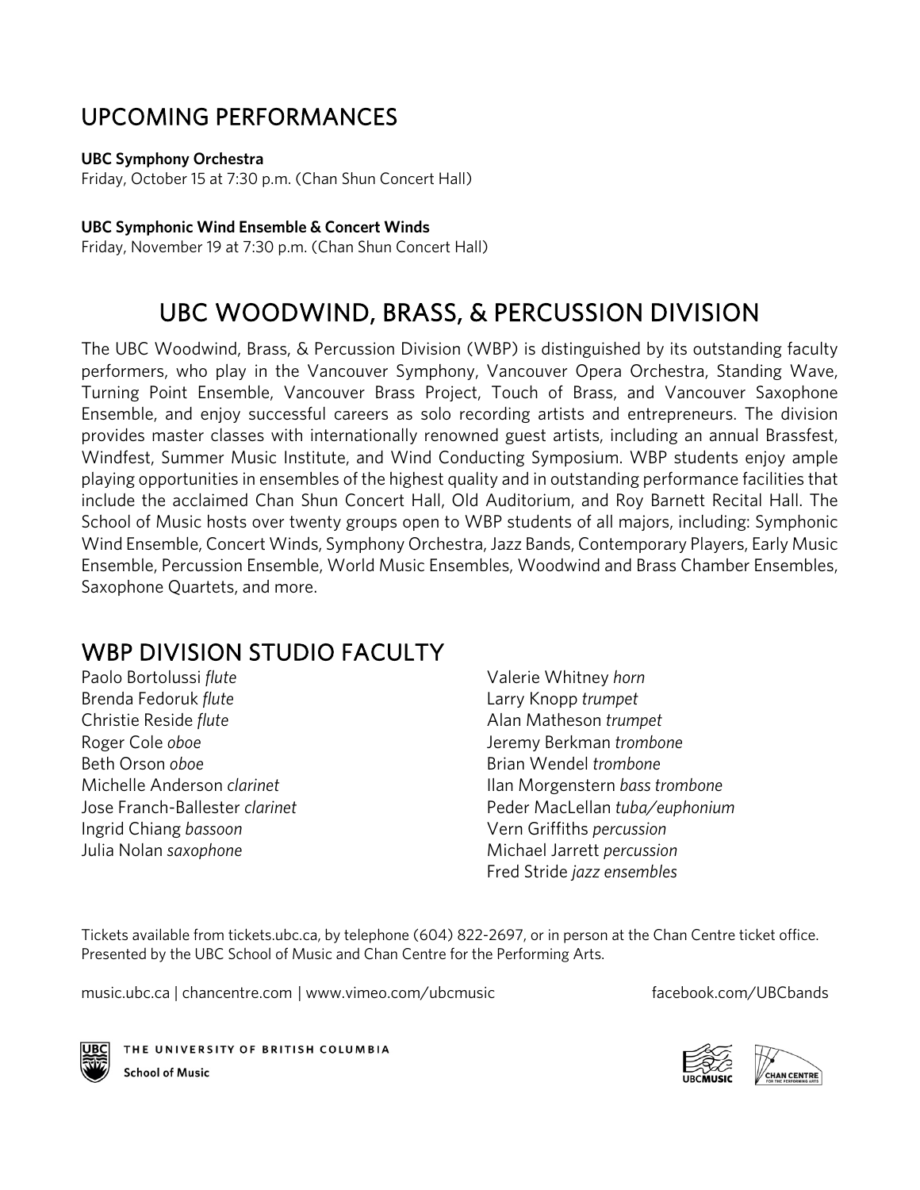## UPCOMING PERFORMANCES

**UBC Symphony Orchestra**
Friday, October 15 at 7:30 p.m. (Chan Shun Concert Hall)

**UBC Symphonic Wind Ensemble & Concert Winds**
Friday, November 19 at 7:30 p.m. (Chan Shun Concert Hall)

## UBC WOODWIND, BRASS, & PERCUSSION DIVISION

The UBC Woodwind, Brass, & Percussion Division (WBP) is distinguished by its outstanding faculty performers, who play in the Vancouver Symphony, Vancouver Opera Orchestra, Standing Wave, Turning Point Ensemble, Vancouver Brass Project, Touch of Brass, and Vancouver Saxophone Ensemble, and enjoy successful careers as solo recording artists and entrepreneurs. The division provides master classes with internationally renowned guest artists, including an annual Brassfest, Windfest, Summer Music Institute, and Wind Conducting Symposium. WBP students enjoy ample playing opportunities in ensembles of the highest quality and in outstanding performance facilities that include the acclaimed Chan Shun Concert Hall, Old Auditorium, and Roy Barnett Recital Hall. The School of Music hosts over twenty groups open to WBP students of all majors, including: Symphonic Wind Ensemble, Concert Winds, Symphony Orchestra, Jazz Bands, Contemporary Players, Early Music Ensemble, Percussion Ensemble, World Music Ensembles, Woodwind and Brass Chamber Ensembles, Saxophone Quartets, and more.

## WBP DIVISION STUDIO FACULTY

Paolo Bortolussi *flute*
Brenda Fedoruk *flute*
Christie Reside *flute*
Roger Cole *oboe*
Beth Orson *oboe*
Michelle Anderson *clarinet*
Jose Franch-Ballester *clarinet*
Ingrid Chiang *bassoon*
Julia Nolan *saxophone*
Valerie Whitney *horn*
Larry Knopp *trumpet*
Alan Matheson *trumpet*
Jeremy Berkman *trombone*
Brian Wendel *trombone*
Ilan Morgenstern *bass trombone*
Peder MacLellan *tuba/euphonium*
Vern Griffiths *percussion*
Michael Jarrett *percussion*
Fred Stride *jazz ensembles*

Tickets available from tickets.ubc.ca, by telephone (604) 822-2697, or in person at the Chan Centre ticket office.
Presented by the UBC School of Music and Chan Centre for the Performing Arts.

music.ubc.ca | chancentre.com | www.vimeo.com/ubcmusic facebook.com/UBCbands

THE UNIVERSITY OF BRITISH COLUMBIA
School of Music